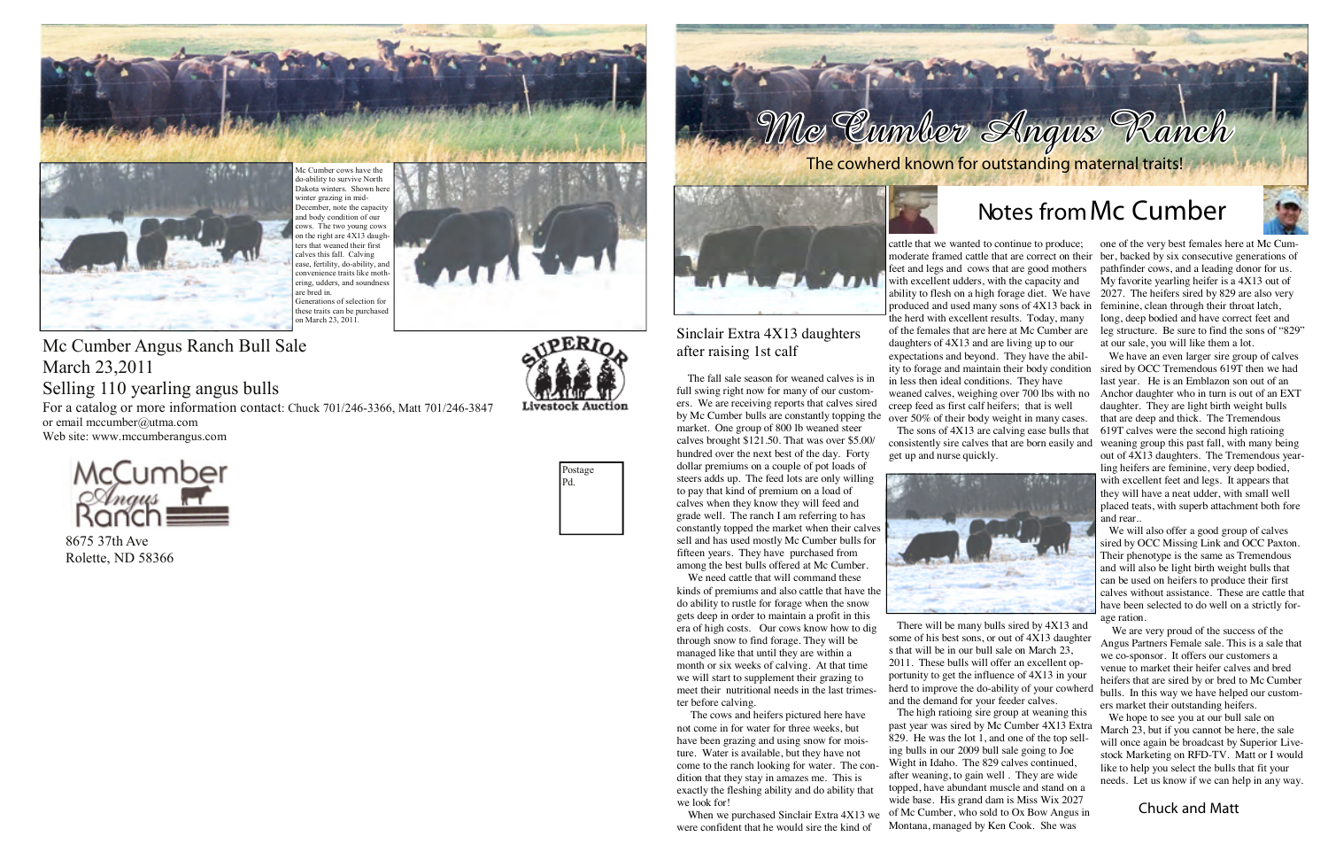Mc Cumber cows have the do-ability to survive North Dakota winters. Shown here winter grazing in mid-December, note the capacity and body condition of our cows. The two young cows on the right are 4X13 daughters that weaned their first calves this fall. Calving ease, fertility, do-ability, and convenience traits like mothering, udders, and soundness are bred in. Generations of selection for these traits can be purchased on March 23, 2011.

# Mc Cumber Angus Ranch Bull Sale

## March 23,2011

## Selling 110 yearling angus bulls

For a catalog or more information contact: Chuck 701/246-3366, Matt 701/246-3847 or email mccumber@utma.com

Web site: www.mccumberangus.com

Superior Livestock Auction

McCumber Angus Ranch

8675 37th Ave
Rolette, ND 58366

Postage Pd.

# Mc Cumber Angus Ranch

The cowherd known for outstanding maternal traits!

## Notes from Mc Cumber

Sinclair Extra 4X13 daughters after raising 1st calf

The fall sale season for weaned calves is in full swing right now for many of our customers. We are receiving reports that calves sired by Mc Cumber bulls are constantly topping the market. One group of 800 lb weaned steer calves brought $121.50. That was over $5.00/hundred over the next best of the day. Forty dollar premiums on a couple of pot loads of steers adds up. The feed lots are only willing to pay that kind of premium on a load of calves when they know they will feed and grade well. The ranch I am referring to has constantly topped the market when their calves sell and has used mostly Mc Cumber bulls for fifteen years. They have purchased from among the best bulls offered at Mc Cumber.

We need cattle that will command these kinds of premiums and also cattle that have the do ability to rustle for forage when the snow gets deep in order to maintain a profit in this era of high costs. Our cows know how to dig through snow to find forage. They will be managed like that until they are within a month or six weeks of calving. At that time we will start to supplement their grazing to meet their nutritional needs in the last trimester before calving.

The cows and heifers pictured here have not come in for water for three weeks, but have been grazing and using snow for moisture. Water is available, but they have not come to the ranch looking for water. The condition that they stay in amazes me. This is exactly the fleshing ability and do ability that we look for!

When we purchased Sinclair Extra 4X13 we were confident that he would sire the kind of cattle that we wanted to continue to produce; moderate framed cattle that are correct on their feet and legs and cows that are good mothers with excellent udders, with the capacity and ability to flesh on a high forage diet. We have produced and used many sons of 4X13 back in the herd with excellent results. Today, many of the females that are here at Mc Cumber are daughters of 4X13 and are living up to our expectations and beyond. They have the ability to forage and maintain their body condition in less then ideal conditions. They have weaned calves, weighing over 700 lbs with no creep feed as first calf heifers; that is well over 50% of their body weight in many cases.

The sons of 4X13 are calving ease bulls that consistently sire calves that are born easily and get up and nurse quickly.

There will be many bulls sired by 4X13 and some of his best sons, or out of 4X13 daughter s that will be in our bull sale on March 23, 2011. These bulls will offer an excellent opportunity to get the influence of 4X13 in your herd to improve the do-ability of your cowherd and the demand for your feeder calves.

The high ratioing sire group at weaning this past year was sired by Mc Cumber 4X13 Extra 829. He was the lot 1, and one of the top selling bulls in our 2009 bull sale going to Joe Wight in Idaho. The 829 calves continued, after weaning, to gain well . They are wide topped, have abundant muscle and stand on a wide base. His grand dam is Miss Wix 2027 of Mc Cumber, who sold to Ox Bow Angus in Montana, managed by Ken Cook. She was one of the very best females here at Mc Cumber, backed by six consecutive generations of pathfinder cows, and a leading donor for us. My favorite yearling heifer is a 4X13 out of 2027. The heifers sired by 829 are also very feminine, clean through their throat latch, long, deep bodied and have correct feet and leg structure. Be sure to find the sons of "829" at our sale, you will like them a lot.

We have an even larger sire group of calves sired by OCC Tremendous 619T then we had last year. He is an Emblazon son out of an Anchor daughter who in turn is out of an EXT daughter. They are light birth weight bulls that are deep and thick. The Tremendous 619T calves were the second high ratioing weaning group this past fall, with many being out of 4X13 daughters. The Tremendous yearling heifers are feminine, very deep bodied, with excellent feet and legs. It appears that they will have a neat udder, with small well placed teats, with superb attachment both fore and rear..

We will also offer a good group of calves sired by OCC Missing Link and OCC Paxton. Their phenotype is the same as Tremendous and will also be light birth weight bulls that can be used on heifers to produce their first calves without assistance. These are cattle that have been selected to do well on a strictly forage ration.

We are very proud of the success of the Angus Partners Female sale. This is a sale that we co-sponsor. It offers our customers a venue to market their heifer calves and bred heifers that are sired by or bred to Mc Cumber bulls. In this way we have helped our customers market their outstanding heifers.

We hope to see you at our bull sale on March 23, but if you cannot be here, the sale will once again be broadcast by Superior Livestock Marketing on RFD-TV. Matt or I would like to help you select the bulls that fit your needs. Let us know if we can help in any way.

Chuck and Matt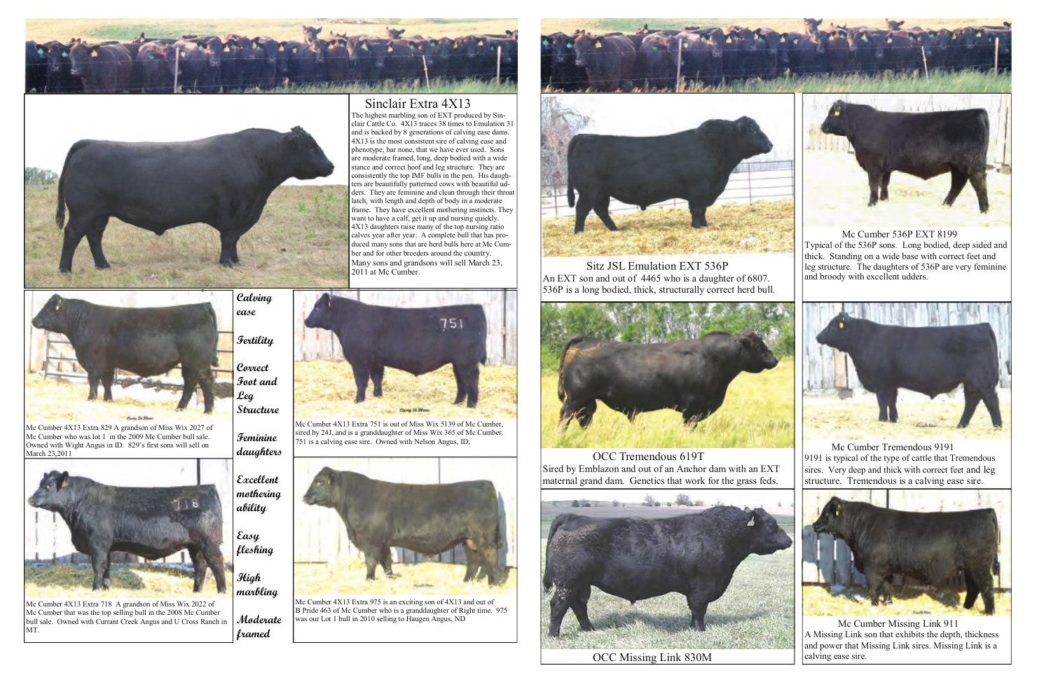## Sinclair Extra 4X13

The highest marbling son of EXT produced by Sinclair Cattle Co. 4X13 traces 38 times to Emulation 31 and is backed by 8 generations of calving ease dams. 4X13 is the most consistent sire of calving ease and phenotype, bar none, that we have ever used. Sons are moderate framed, long, deep bodied with a wide stance and correct hoof and leg structure. They are consistently the top IMF bulls in the pen. His daughters are beautifully patterned cows with beautiful udders. They are feminine and clean through their throat latch, with length and depth of body in a moderate frame. They have excellent mothering instincts. They want to have a calf, get it up and nursing quickly. 4X13 daughters raise many of the top nursing ratio calves year after year. A complete bull that has produced many sons that are herd bulls here at Mc Cumber and for other breeders around the country.

Many sons and grandsons will sell March 23, 2011 at Mc Cumber.

Mc Cumber 4X13 Extra 829 A grandson of Miss Wix 2027 of Mc Cumber who was lot 1 in the 2009 Mc Cumber bull sale. Owned with Wight Angus in ID. 829's first sons will sell on March 23,2011

*Calving ease*

*Fertility*

*Correct Foot and Leg Structure*

*Feminine daughters*

*Excellent mothering ability*

*Easy fleshing*

*High marbling*

*Moderate framed*

Mc Cumber 4X13 Extra 751 is out of Miss Wix 5139 of Mc Cumber, sired by 24J, and is a granddaughter of Miss Wix 365 of Mc Cumber. 751 is a calving ease sire. Owned with Nelson Angus, ID.

Mc Cumber 4X13 Extra 718 A grandson of Miss Wix 2022 of Mc Cumber that was the top selling bull in the 2008 Mc Cumber bull sale. Owned with Currant Creek Angus and U Cross Ranch in MT.

Mc Cumber 4X13 Extra 975 is an exciting son of 4X13 and out of B Pride 463 of Mc Cumber who is a granddaughter of Right time. 975 was our Lot 1 bull in 2010 selling to Haugen Angus, ND

## Sitz JSL Emulation EXT 536P

An EXT son and out of 4465 who is a daughter of 6807. 536P is a long bodied, thick, structurally correct herd bull.

## Mc Cumber 536P EXT 8199

Typical of the 536P sons. Long bodied, deep sided and thick. Standing on a wide base with correct feet and leg structure. The daughters of 536P are very feminine and broody with excellent udders.

## OCC Tremendous 619T

Sired by Emblazon and out of an Anchor dam with an EXT maternal grand dam. Genetics that work for the grass feds.

## Mc Cumber Tremendous 9191

9191 is typical of the type of cattle that Tremendous sires. Very deep and thick with correct feet and leg structure. Tremendous is a calving ease sire.

## OCC Missing Link 830M

## Mc Cumber Missing Link 911

A Missing Link son that exhibits the depth, thickness and power that Missing Link sires. Missing Link is a calving ease sire.